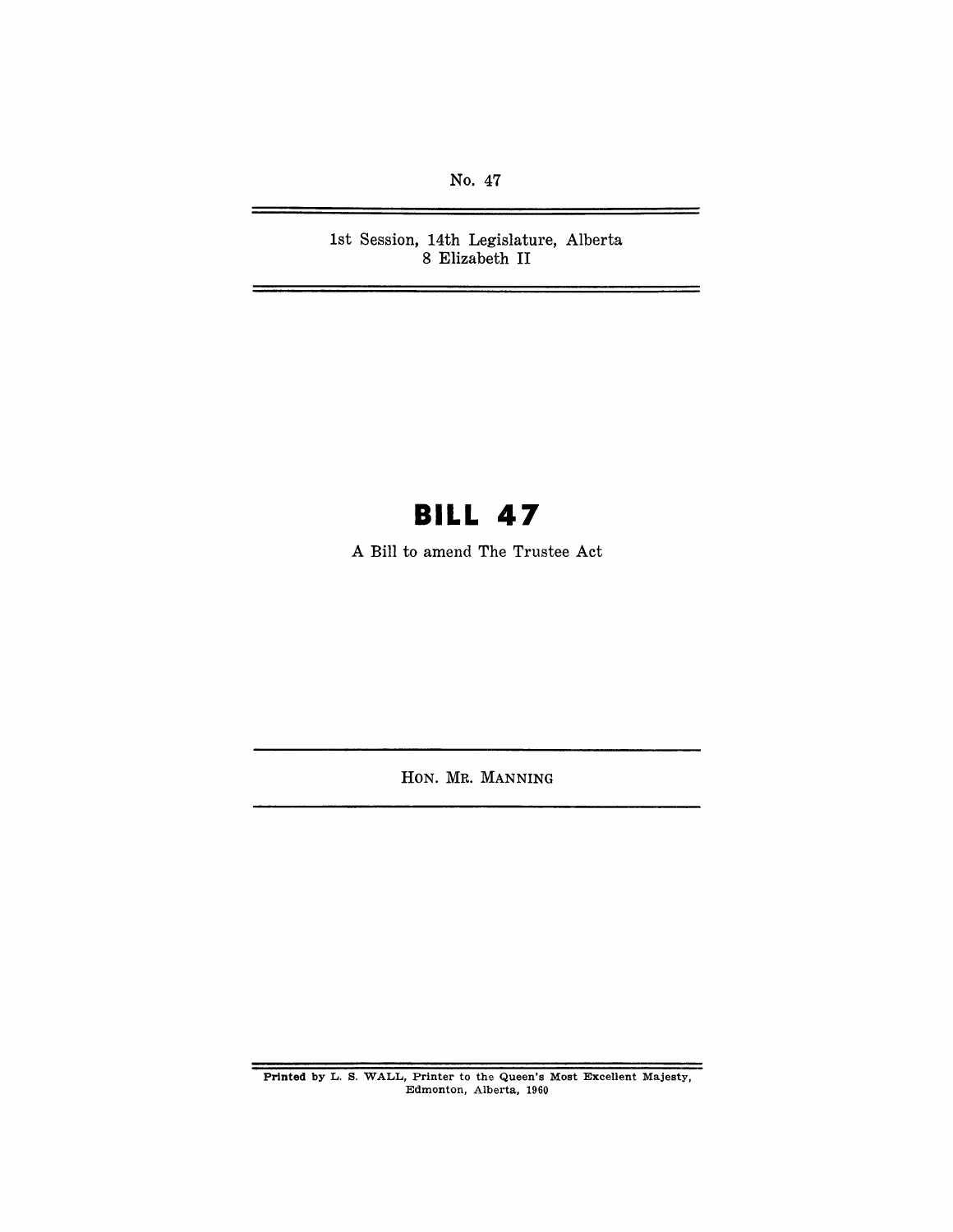No. 47

1st Session, 14th Legislature, Alberta
8 Elizabeth II

# BILL 47

A Bill to amend The Trustee Act

HON. MR. MANNING

Printed by L. S. WALL, Printer to the Queen's Most Excellent Majesty, Edmonton, Alberta, 1960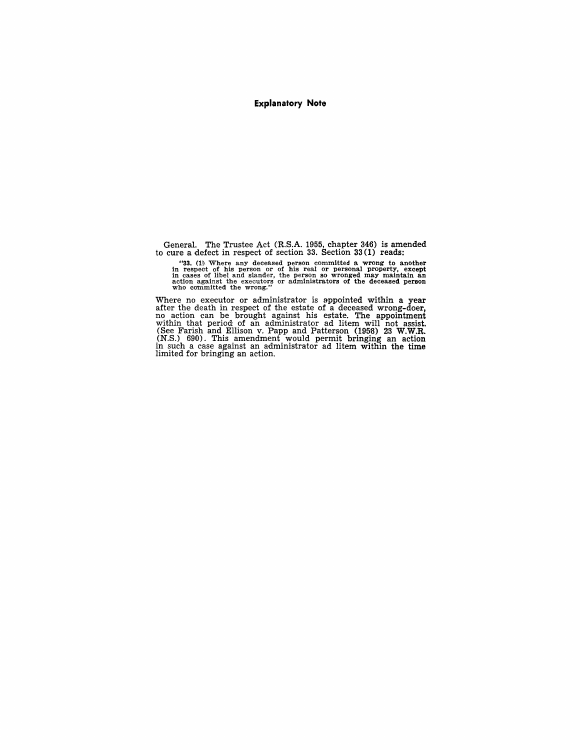## Explanatory Note

General. The Trustee Act (R.S.A. 1955, chapter 346) is amended to cure a defect in respect of section 33. Section 33(1) reads:

> "33. (1) Where any deceased person committed a wrong to another in respect of his person or of his real or personal property, except in cases of libel and slander, the person so wronged may maintain an action against the executors or administrators of the deceased person who committed the wrong."

Where no executor or administrator is appointed within a year after the death in respect of the estate of a deceased wrong-doer, no action can be brought against his estate. The appointment within that period of an administrator ad litem will not assist. (See Farish and Ellison v. Papp and Patterson (1958) 23 W.W.R. (N.S.) 690). This amendment would permit bringing an action in such a case against an administrator ad litem within the time limited for bringing an action.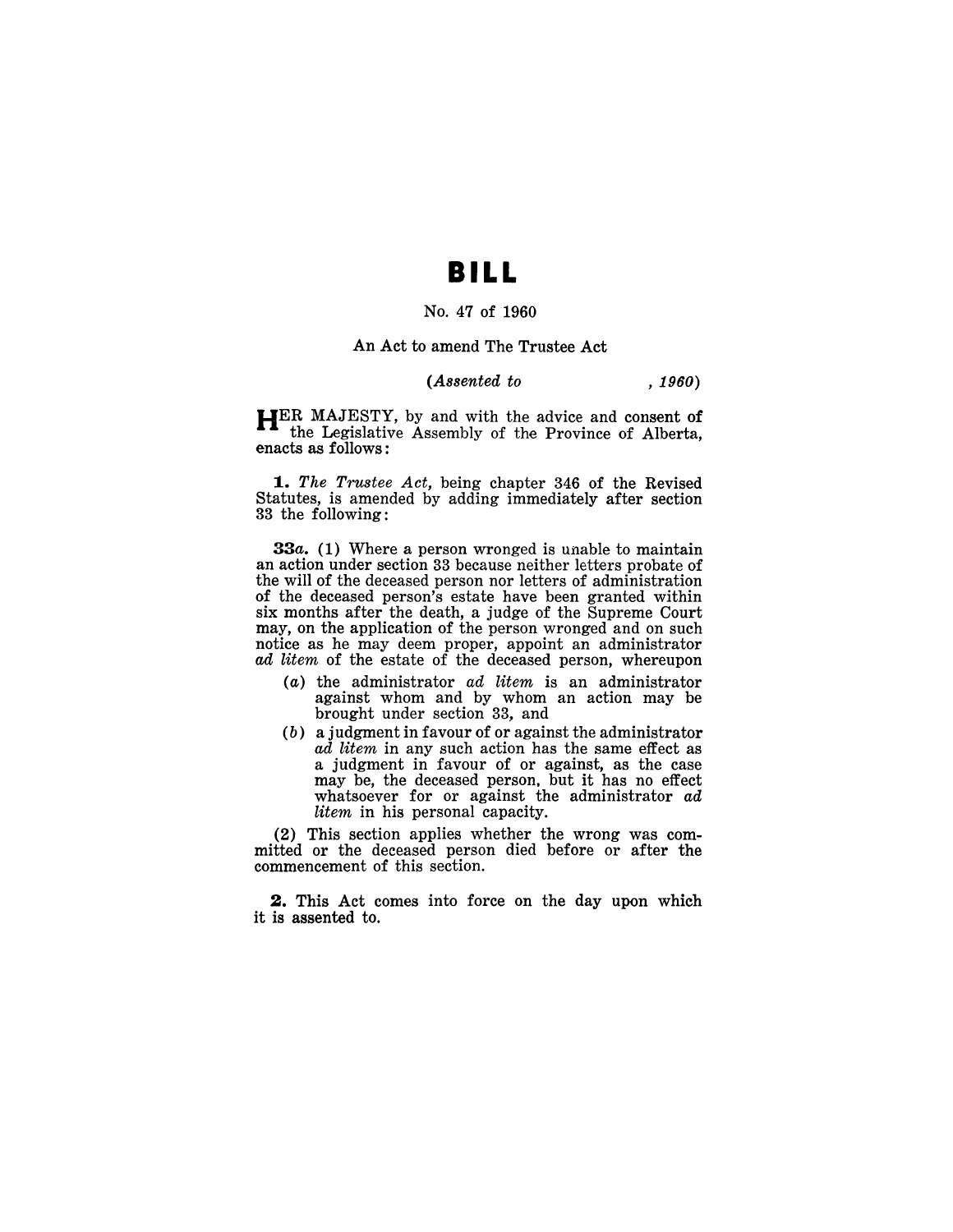# BILL

No. 47 of 1960

An Act to amend The Trustee Act

*(Assented to , 1960)*

HER MAJESTY, by and with the advice and consent of the Legislative Assembly of the Province of Alberta, enacts as follows:

**1.** *The Trustee Act*, being chapter 346 of the Revised Statutes, is amended by adding immediately after section 33 the following:

**33a.** (1) Where a person wronged is unable to maintain an action under section 33 because neither letters probate of the will of the deceased person nor letters of administration of the deceased person's estate have been granted within six months after the death, a judge of the Supreme Court may, on the application of the person wronged and on such notice as he may deem proper, appoint an administrator *ad litem* of the estate of the deceased person, whereupon

(*a*) the administrator *ad litem* is an administrator against whom and by whom an action may be brought under section 33, and

(*b*) a judgment in favour of or against the administrator *ad litem* in any such action has the same effect as a judgment in favour of or against, as the case may be, the deceased person, but it has no effect whatsoever for or against the administrator *ad litem* in his personal capacity.

(2) This section applies whether the wrong was committed or the deceased person died before or after the commencement of this section.

**2.** This Act comes into force on the day upon which it is assented to.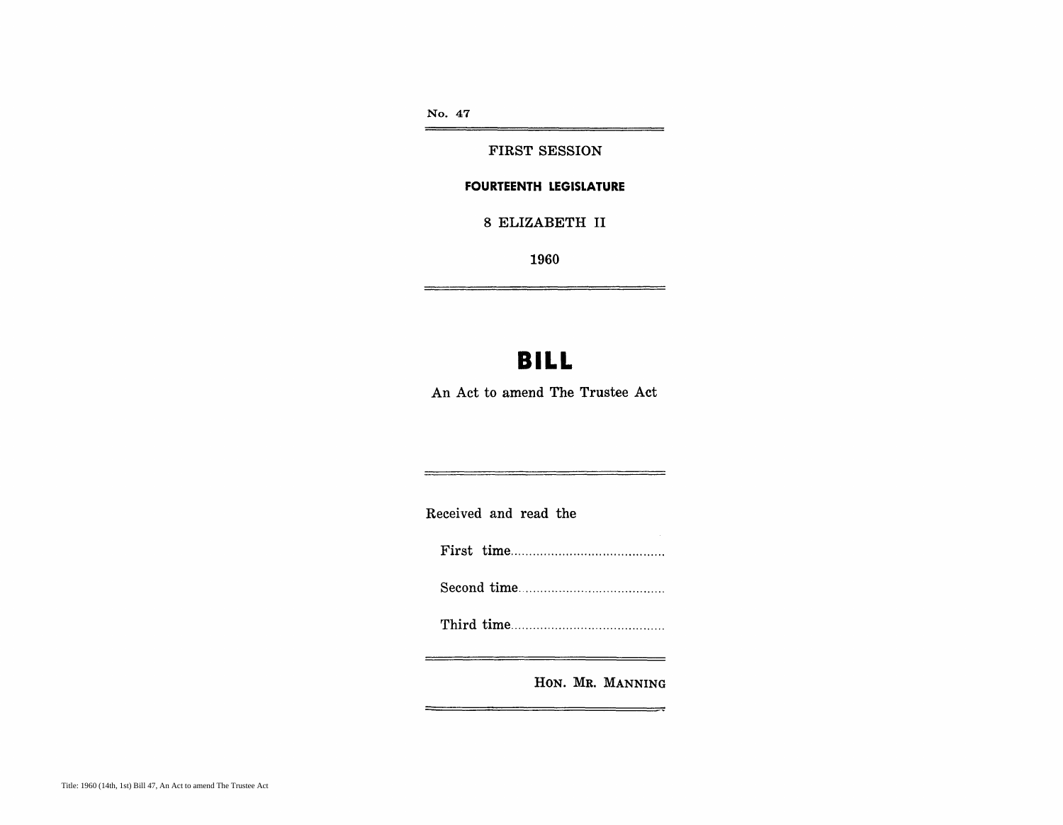No. 47

FIRST SESSION

**FOURTEENTH LEGISLATURE**

8 ELIZABETH II

1960

# BILL

An Act to amend The Trustee Act

Received and read the

First time..........................................

Second time........................................

Third time..........................................

HON. MR. MANNING

Title: 1960 (14th, 1st) Bill 47, An Act to amend The Trustee Act